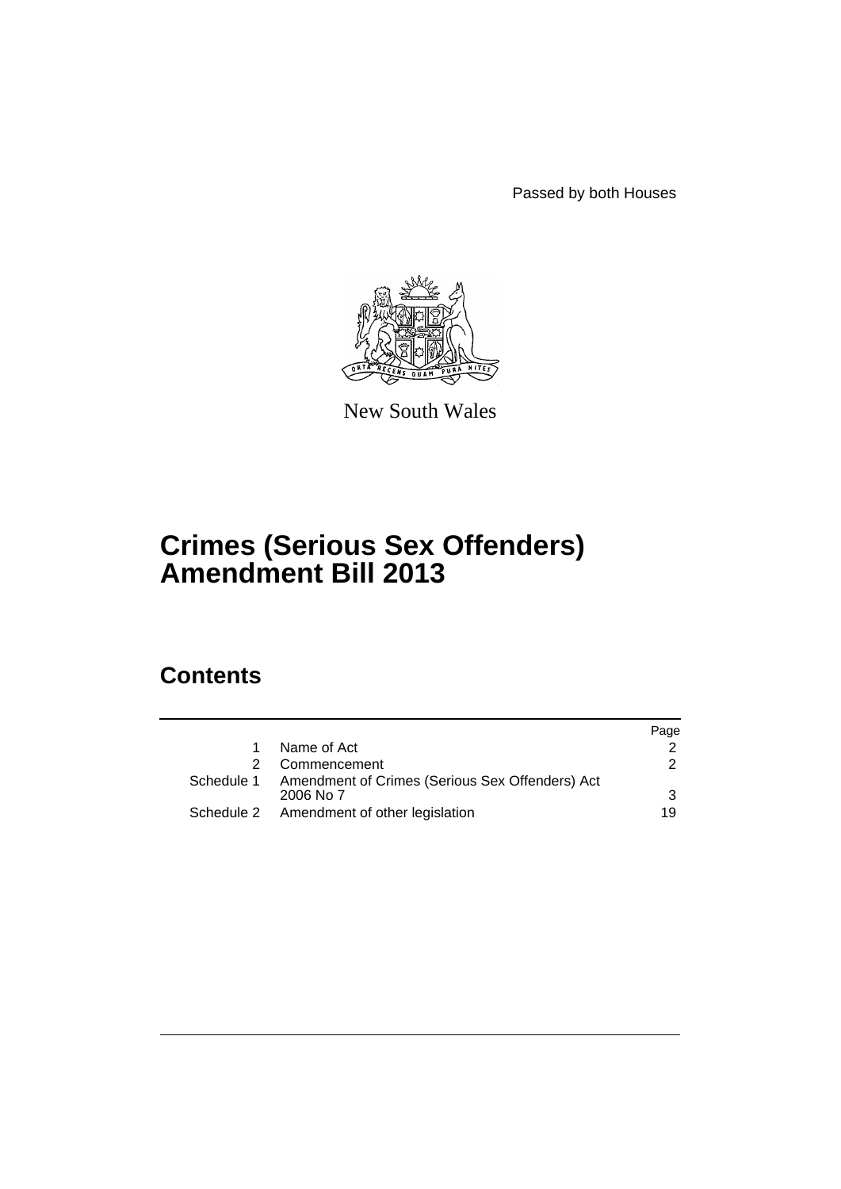Passed by both Houses

New South Wales

# Crimes (Serious Sex Offenders) Amendment Bill 2013

## Contents

| | | Page |
|---|---|---|
| 1 | Name of Act | 2 |
| 2 | Commencement | 2 |
| Schedule 1 | Amendment of Crimes (Serious Sex Offenders) Act 2006 No 7 | 3 |
| Schedule 2 | Amendment of other legislation | 19 |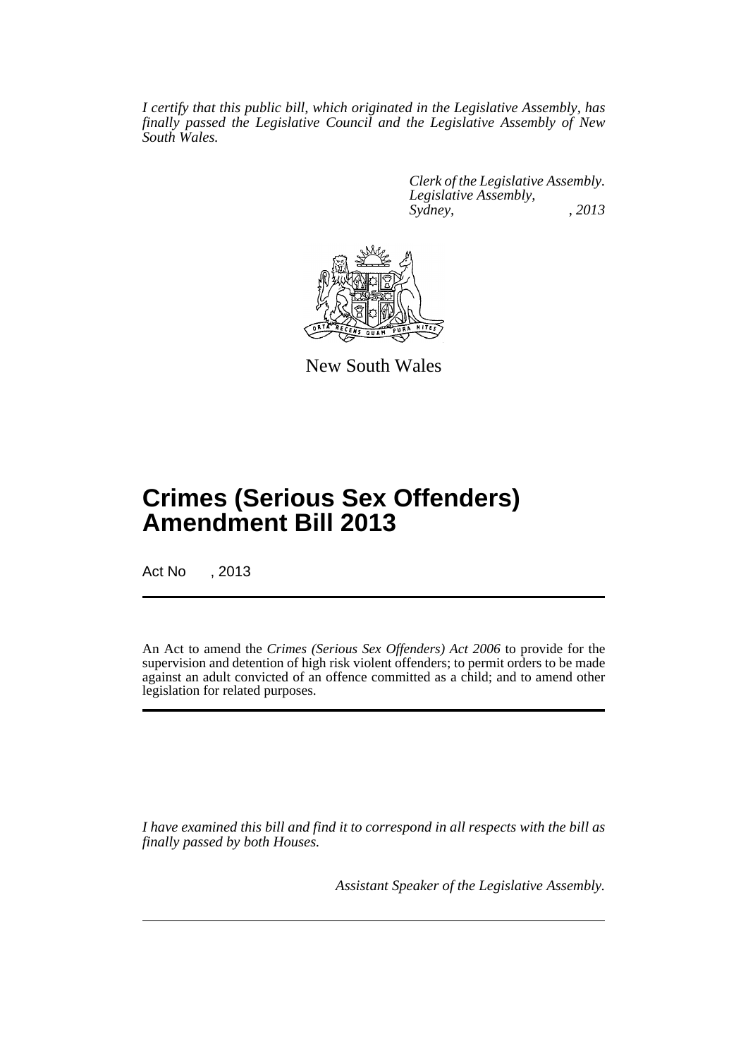*I certify that this public bill, which originated in the Legislative Assembly, has finally passed the Legislative Council and the Legislative Assembly of New South Wales.*

*Clerk of the Legislative Assembly.*
*Legislative Assembly,*
*Sydney, , 2013*

New South Wales

# Crimes (Serious Sex Offenders) Amendment Bill 2013

Act No , 2013

An Act to amend the *Crimes (Serious Sex Offenders) Act 2006* to provide for the supervision and detention of high risk violent offenders; to permit orders to be made against an adult convicted of an offence committed as a child; and to amend other legislation for related purposes.

*I have examined this bill and find it to correspond in all respects with the bill as finally passed by both Houses.*

*Assistant Speaker of the Legislative Assembly.*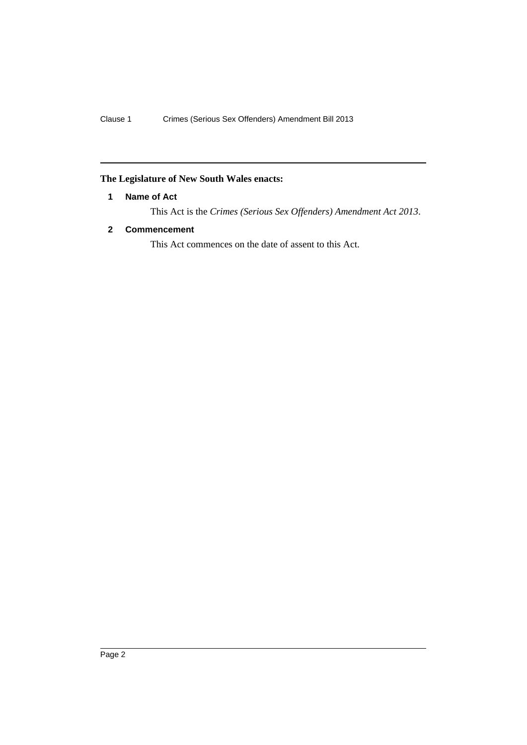**The Legislature of New South Wales enacts:**

### 1 Name of Act

This Act is the *Crimes (Serious Sex Offenders) Amendment Act 2013*.

### 2 Commencement

This Act commences on the date of assent to this Act.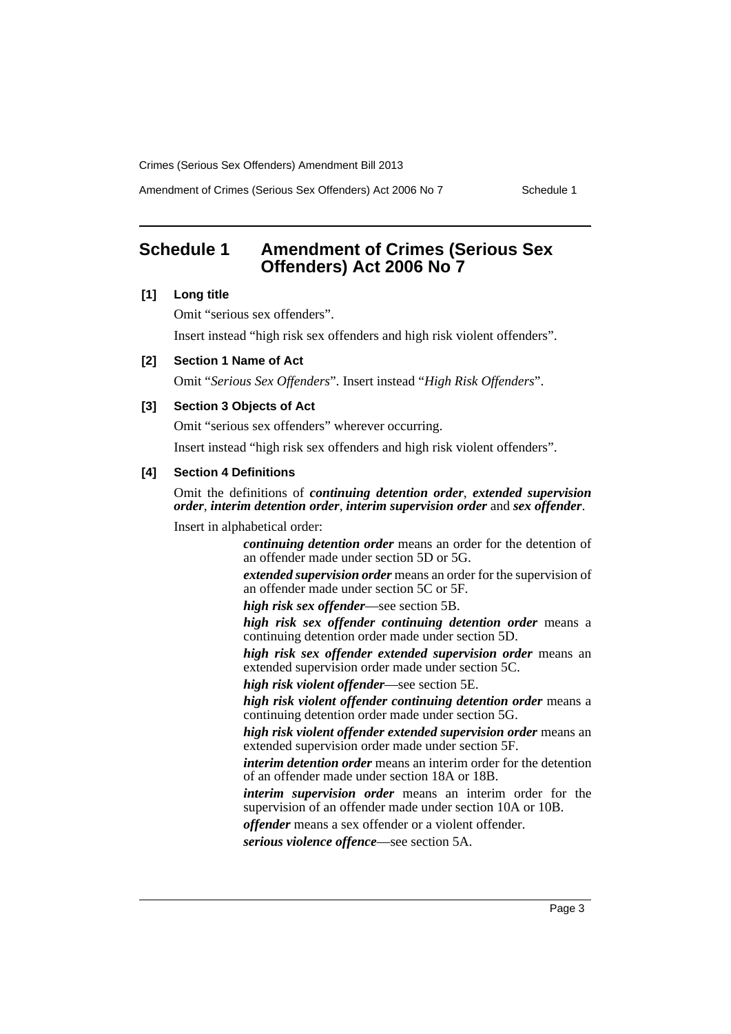## Schedule 1 Amendment of Crimes (Serious Sex Offenders) Act 2006 No 7

**[1] Long title**

Omit "serious sex offenders".

Insert instead "high risk sex offenders and high risk violent offenders".

**[2] Section 1 Name of Act**

Omit "*Serious Sex Offenders*". Insert instead "*High Risk Offenders*".

**[3] Section 3 Objects of Act**

Omit "serious sex offenders" wherever occurring.

Insert instead "high risk sex offenders and high risk violent offenders".

**[4] Section 4 Definitions**

Omit the definitions of ***continuing detention order***, ***extended supervision order***, ***interim detention order***, ***interim supervision order*** and ***sex offender***.

Insert in alphabetical order:

> ***continuing detention order*** means an order for the detention of an offender made under section 5D or 5G.
>
> ***extended supervision order*** means an order for the supervision of an offender made under section 5C or 5F.
>
> ***high risk sex offender***—see section 5B.
>
> ***high risk sex offender continuing detention order*** means a continuing detention order made under section 5D.
>
> ***high risk sex offender extended supervision order*** means an extended supervision order made under section 5C.
>
> ***high risk violent offender***—see section 5E.
>
> ***high risk violent offender continuing detention order*** means a continuing detention order made under section 5G.
>
> ***high risk violent offender extended supervision order*** means an extended supervision order made under section 5F.
>
> ***interim detention order*** means an interim order for the detention of an offender made under section 18A or 18B.
>
> ***interim supervision order*** means an interim order for the supervision of an offender made under section 10A or 10B.
>
> ***offender*** means a sex offender or a violent offender.
>
> ***serious violence offence***—see section 5A.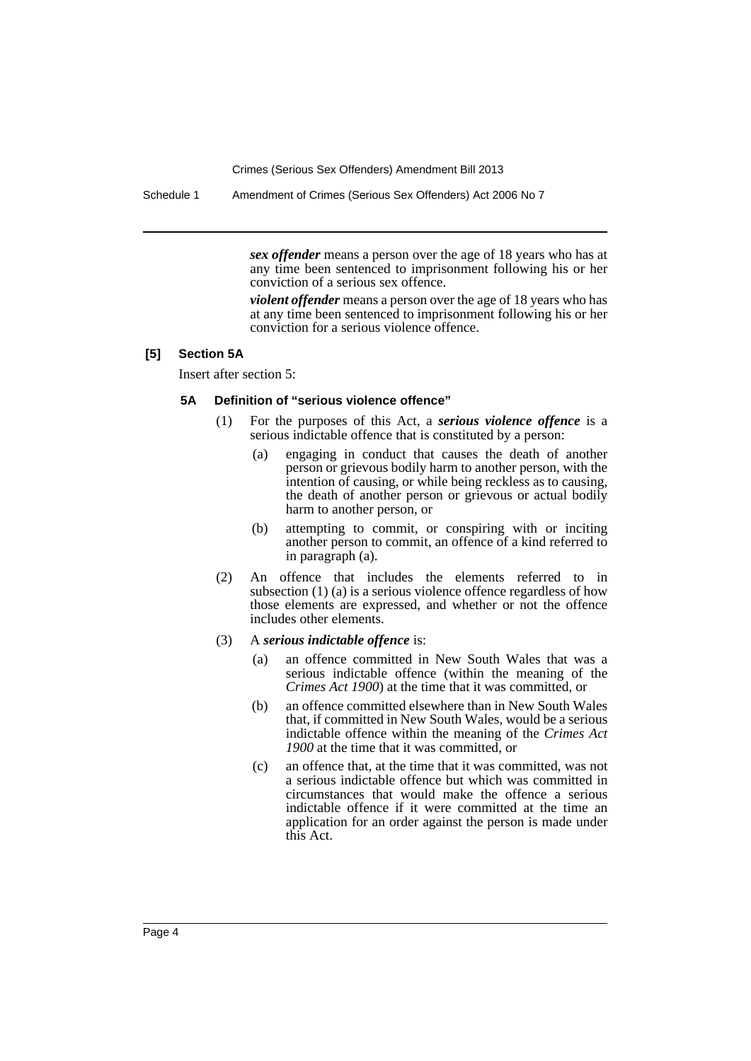***sex offender*** means a person over the age of 18 years who has at any time been sentenced to imprisonment following his or her conviction of a serious sex offence.

***violent offender*** means a person over the age of 18 years who has at any time been sentenced to imprisonment following his or her conviction for a serious violence offence.

**[5] Section 5A**

Insert after section 5:

**5A Definition of "serious violence offence"**

(1) For the purposes of this Act, a ***serious violence offence*** is a serious indictable offence that is constituted by a person:

(a) engaging in conduct that causes the death of another person or grievous bodily harm to another person, with the intention of causing, or while being reckless as to causing, the death of another person or grievous or actual bodily harm to another person, or

(b) attempting to commit, or conspiring with or inciting another person to commit, an offence of a kind referred to in paragraph (a).

(2) An offence that includes the elements referred to in subsection (1) (a) is a serious violence offence regardless of how those elements are expressed, and whether or not the offence includes other elements.

(3) A ***serious indictable offence*** is:

(a) an offence committed in New South Wales that was a serious indictable offence (within the meaning of the *Crimes Act 1900*) at the time that it was committed, or

(b) an offence committed elsewhere than in New South Wales that, if committed in New South Wales, would be a serious indictable offence within the meaning of the *Crimes Act 1900* at the time that it was committed, or

(c) an offence that, at the time that it was committed, was not a serious indictable offence but which was committed in circumstances that would make the offence a serious indictable offence if it were committed at the time an application for an order against the person is made under this Act.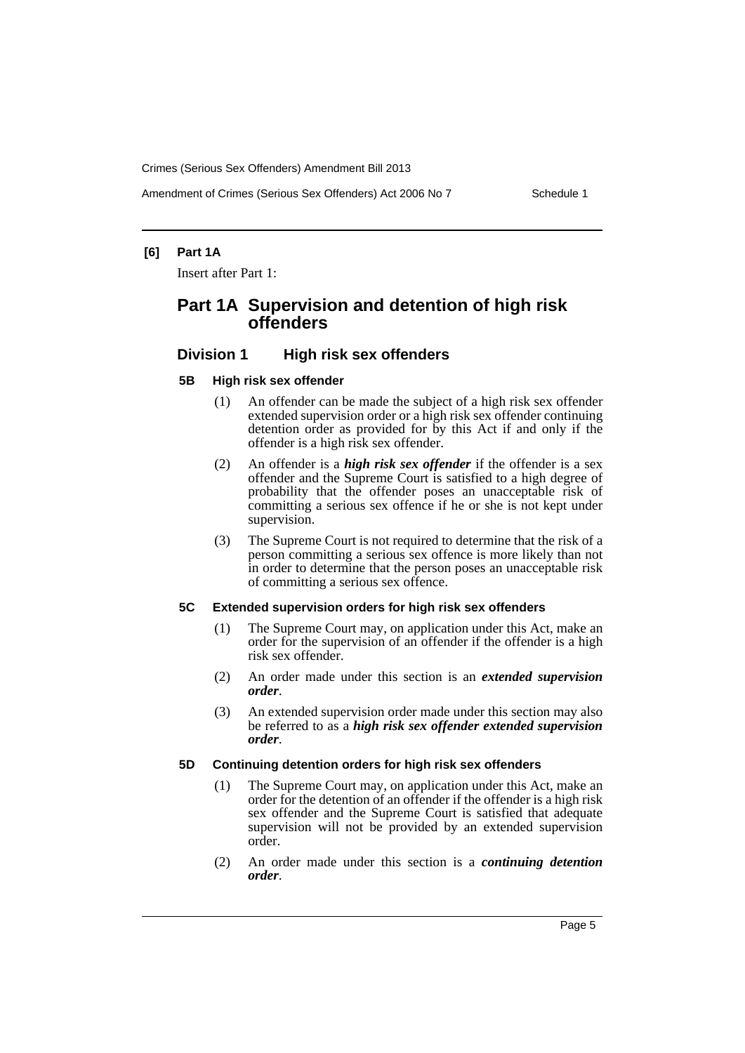**[6] Part 1A**

Insert after Part 1:

## Part 1A Supervision and detention of high risk offenders

### Division 1 High risk sex offenders

#### 5B High risk sex offender

(1) An offender can be made the subject of a high risk sex offender extended supervision order or a high risk sex offender continuing detention order as provided for by this Act if and only if the offender is a high risk sex offender.

(2) An offender is a ***high risk sex offender*** if the offender is a sex offender and the Supreme Court is satisfied to a high degree of probability that the offender poses an unacceptable risk of committing a serious sex offence if he or she is not kept under supervision.

(3) The Supreme Court is not required to determine that the risk of a person committing a serious sex offence is more likely than not in order to determine that the person poses an unacceptable risk of committing a serious sex offence.

#### 5C Extended supervision orders for high risk sex offenders

(1) The Supreme Court may, on application under this Act, make an order for the supervision of an offender if the offender is a high risk sex offender.

(2) An order made under this section is an ***extended supervision order***.

(3) An extended supervision order made under this section may also be referred to as a ***high risk sex offender extended supervision order***.

#### 5D Continuing detention orders for high risk sex offenders

(1) The Supreme Court may, on application under this Act, make an order for the detention of an offender if the offender is a high risk sex offender and the Supreme Court is satisfied that adequate supervision will not be provided by an extended supervision order.

(2) An order made under this section is a ***continuing detention order***.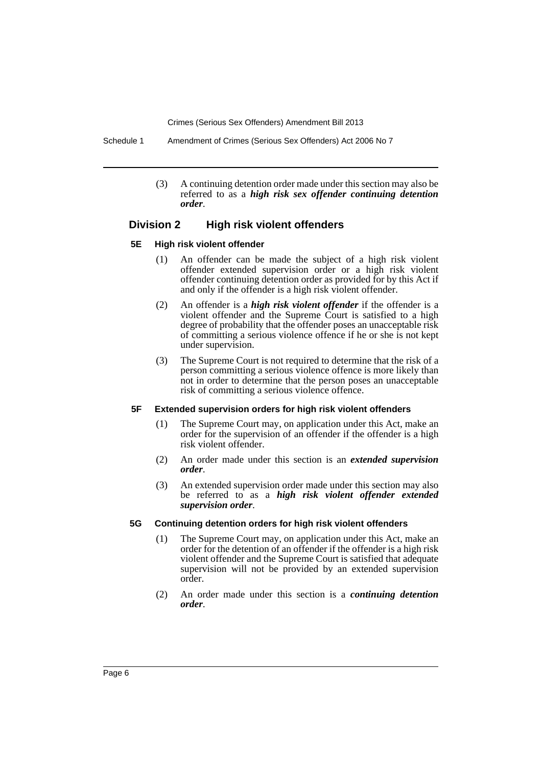(3) A continuing detention order made under this section may also be referred to as a ***high risk sex offender continuing detention order***.

## Division 2 High risk violent offenders

### 5E High risk violent offender

(1) An offender can be made the subject of a high risk violent offender extended supervision order or a high risk violent offender continuing detention order as provided for by this Act if and only if the offender is a high risk violent offender.

(2) An offender is a ***high risk violent offender*** if the offender is a violent offender and the Supreme Court is satisfied to a high degree of probability that the offender poses an unacceptable risk of committing a serious violence offence if he or she is not kept under supervision.

(3) The Supreme Court is not required to determine that the risk of a person committing a serious violence offence is more likely than not in order to determine that the person poses an unacceptable risk of committing a serious violence offence.

### 5F Extended supervision orders for high risk violent offenders

(1) The Supreme Court may, on application under this Act, make an order for the supervision of an offender if the offender is a high risk violent offender.

(2) An order made under this section is an ***extended supervision order***.

(3) An extended supervision order made under this section may also be referred to as a ***high risk violent offender extended supervision order***.

### 5G Continuing detention orders for high risk violent offenders

(1) The Supreme Court may, on application under this Act, make an order for the detention of an offender if the offender is a high risk violent offender and the Supreme Court is satisfied that adequate supervision will not be provided by an extended supervision order.

(2) An order made under this section is a ***continuing detention order***.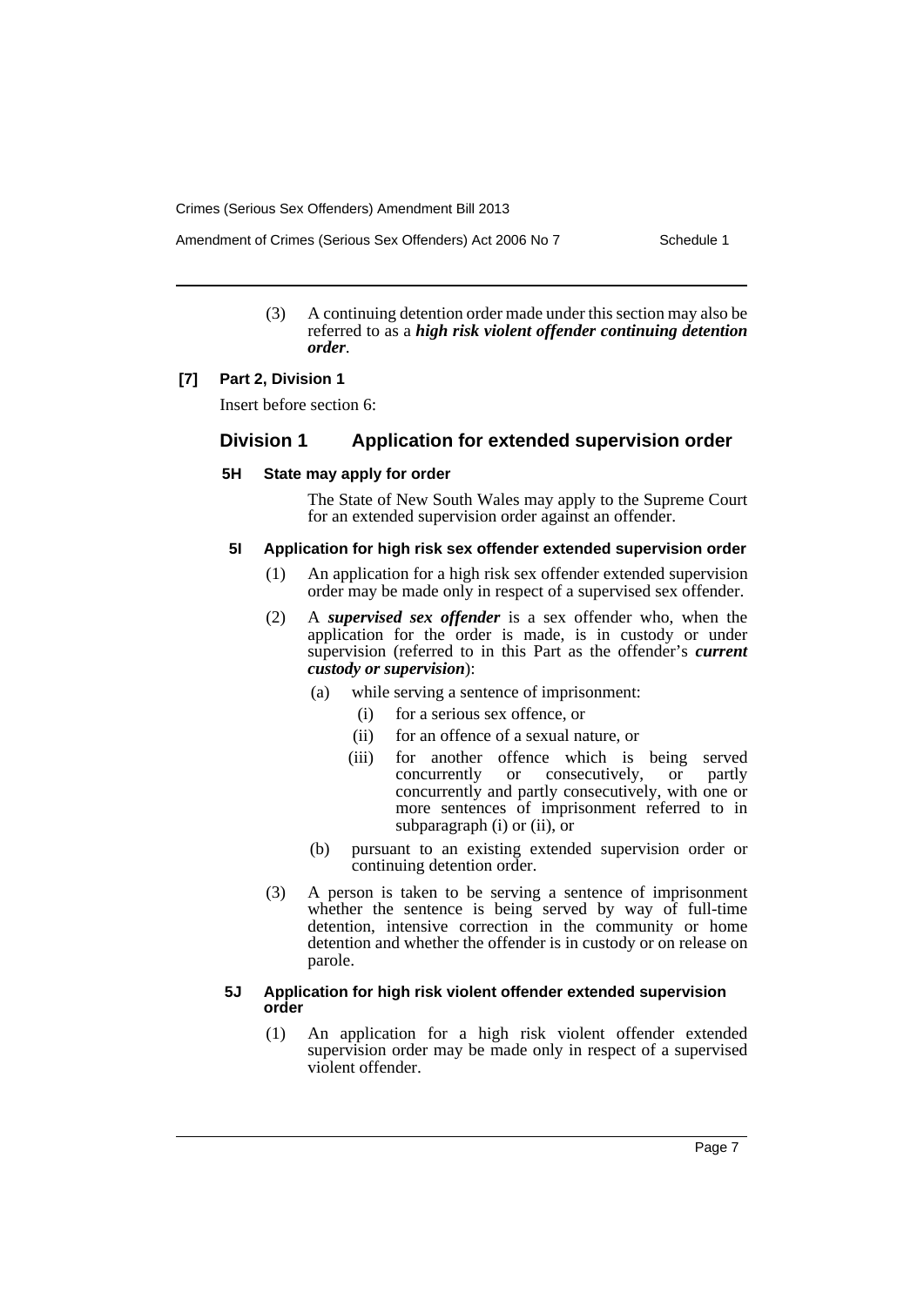(3) A continuing detention order made under this section may also be referred to as a ***high risk violent offender continuing detention order***.

**[7] Part 2, Division 1**

Insert before section 6:

## Division 1 Application for extended supervision order

### 5H State may apply for order

The State of New South Wales may apply to the Supreme Court for an extended supervision order against an offender.

### 5I Application for high risk sex offender extended supervision order

(1) An application for a high risk sex offender extended supervision order may be made only in respect of a supervised sex offender.

(2) A ***supervised sex offender*** is a sex offender who, when the application for the order is made, is in custody or under supervision (referred to in this Part as the offender's ***current custody or supervision***):

- (a) while serving a sentence of imprisonment:
  - (i) for a serious sex offence, or
  - (ii) for an offence of a sexual nature, or
  - (iii) for another offence which is being served concurrently or consecutively, or partly concurrently and partly consecutively, with one or more sentences of imprisonment referred to in subparagraph (i) or (ii), or
- (b) pursuant to an existing extended supervision order or continuing detention order.

(3) A person is taken to be serving a sentence of imprisonment whether the sentence is being served by way of full-time detention, intensive correction in the community or home detention and whether the offender is in custody or on release on parole.

### 5J Application for high risk violent offender extended supervision order

(1) An application for a high risk violent offender extended supervision order may be made only in respect of a supervised violent offender.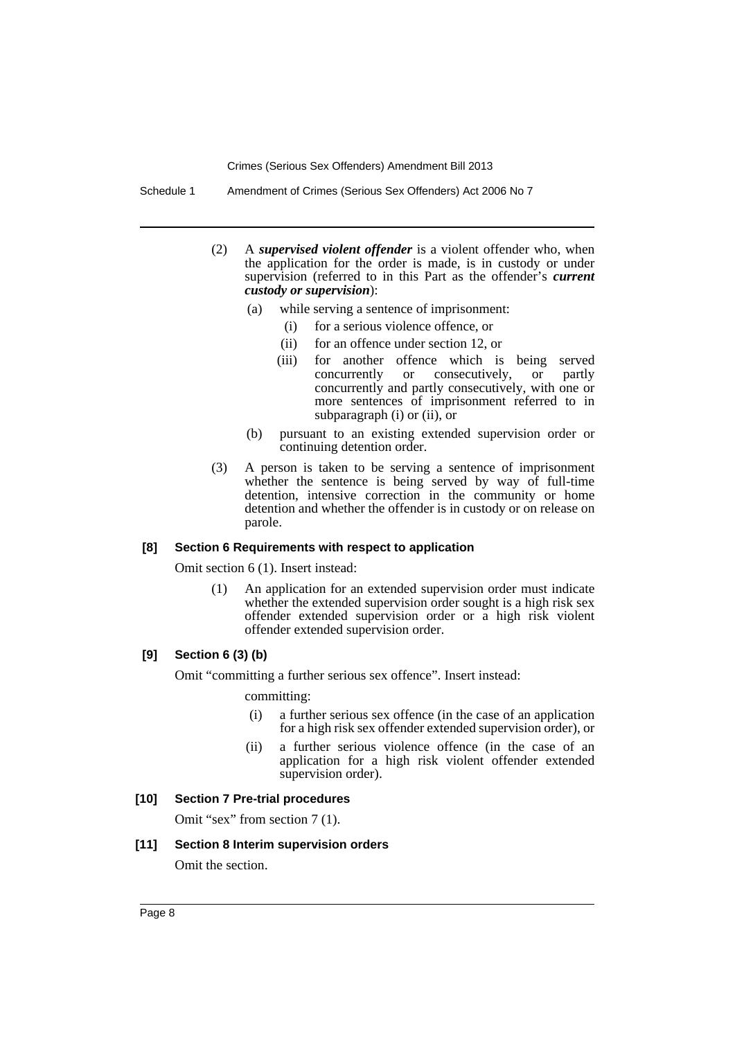(2) A ***supervised violent offender*** is a violent offender who, when the application for the order is made, is in custody or under supervision (referred to in this Part as the offender's ***current custody or supervision***):

(a) while serving a sentence of imprisonment:

(i) for a serious violence offence, or

(ii) for an offence under section 12, or

(iii) for another offence which is being served concurrently or consecutively, or partly concurrently and partly consecutively, with one or more sentences of imprisonment referred to in subparagraph (i) or (ii), or

(b) pursuant to an existing extended supervision order or continuing detention order.

(3) A person is taken to be serving a sentence of imprisonment whether the sentence is being served by way of full-time detention, intensive correction in the community or home detention and whether the offender is in custody or on release on parole.

#### [8] Section 6 Requirements with respect to application

Omit section 6 (1). Insert instead:

(1) An application for an extended supervision order must indicate whether the extended supervision order sought is a high risk sex offender extended supervision order or a high risk violent offender extended supervision order.

#### [9] Section 6 (3) (b)

Omit "committing a further serious sex offence". Insert instead:

committing:

(i) a further serious sex offence (in the case of an application for a high risk sex offender extended supervision order), or

(ii) a further serious violence offence (in the case of an application for a high risk violent offender extended supervision order).

#### [10] Section 7 Pre-trial procedures

Omit "sex" from section 7 (1).

#### [11] Section 8 Interim supervision orders

Omit the section.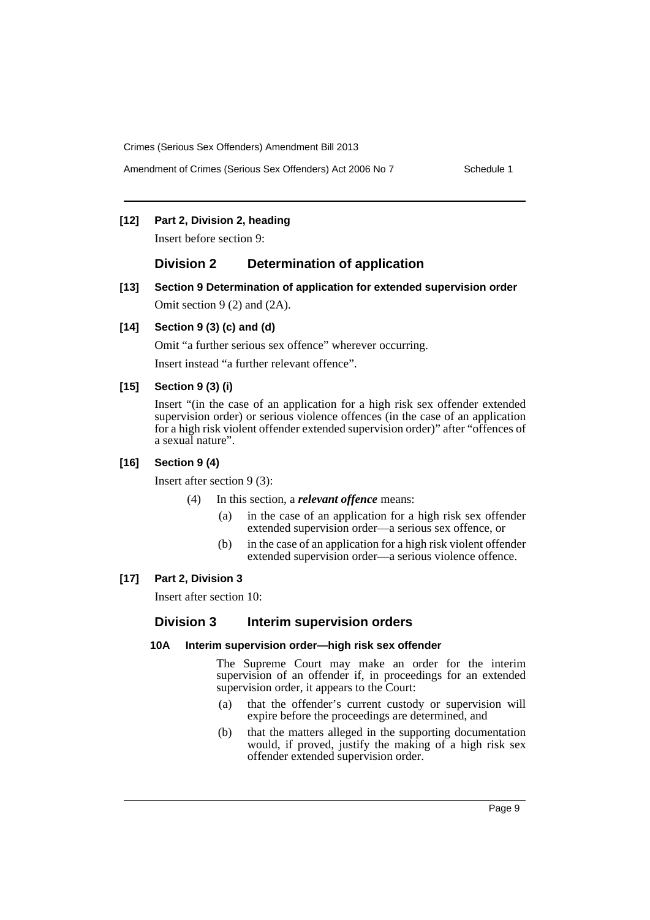**[12] Part 2, Division 2, heading**

Insert before section 9:

## Division 2 Determination of application

**[13] Section 9 Determination of application for extended supervision order**

Omit section 9 (2) and (2A).

**[14] Section 9 (3) (c) and (d)**

Omit "a further serious sex offence" wherever occurring.

Insert instead "a further relevant offence".

**[15] Section 9 (3) (i)**

Insert "(in the case of an application for a high risk sex offender extended supervision order) or serious violence offences (in the case of an application for a high risk violent offender extended supervision order)" after "offences of a sexual nature".

**[16] Section 9 (4)**

Insert after section 9 (3):

(4) In this section, a ***relevant offence*** means:

- (a) in the case of an application for a high risk sex offender extended supervision order—a serious sex offence, or
- (b) in the case of an application for a high risk violent offender extended supervision order—a serious violence offence.

**[17] Part 2, Division 3**

Insert after section 10:

## Division 3 Interim supervision orders

**10A Interim supervision order—high risk sex offender**

The Supreme Court may make an order for the interim supervision of an offender if, in proceedings for an extended supervision order, it appears to the Court:

- (a) that the offender's current custody or supervision will expire before the proceedings are determined, and
- (b) that the matters alleged in the supporting documentation would, if proved, justify the making of a high risk sex offender extended supervision order.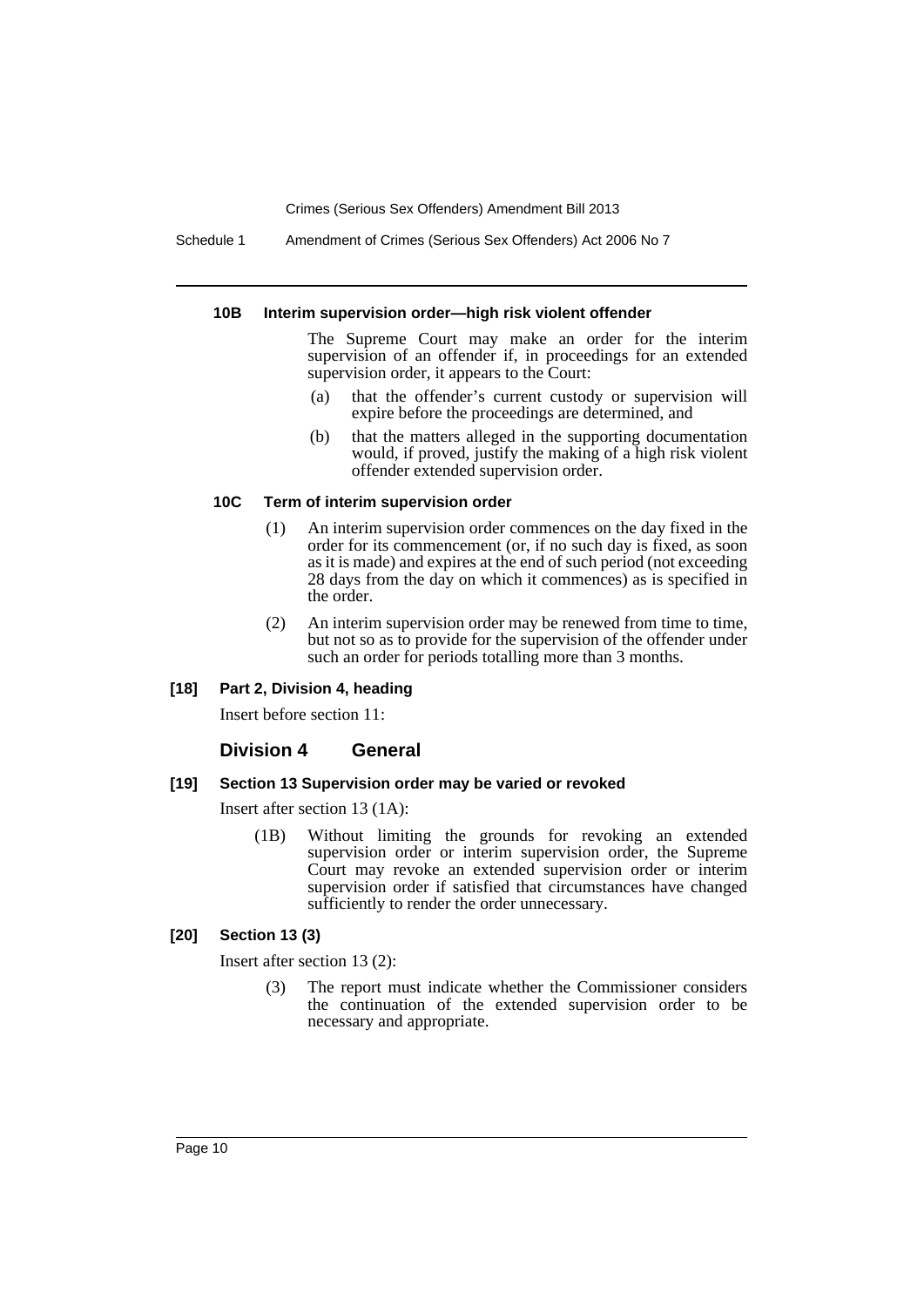#### 10B Interim supervision order—high risk violent offender

The Supreme Court may make an order for the interim supervision of an offender if, in proceedings for an extended supervision order, it appears to the Court:

(a) that the offender's current custody or supervision will expire before the proceedings are determined, and

(b) that the matters alleged in the supporting documentation would, if proved, justify the making of a high risk violent offender extended supervision order.

#### 10C Term of interim supervision order

(1) An interim supervision order commences on the day fixed in the order for its commencement (or, if no such day is fixed, as soon as it is made) and expires at the end of such period (not exceeding 28 days from the day on which it commences) as is specified in the order.

(2) An interim supervision order may be renewed from time to time, but not so as to provide for the supervision of the offender under such an order for periods totalling more than 3 months.

#### [18] Part 2, Division 4, heading

Insert before section 11:

### Division 4 General

#### [19] Section 13 Supervision order may be varied or revoked

Insert after section 13 (1A):

(1B) Without limiting the grounds for revoking an extended supervision order or interim supervision order, the Supreme Court may revoke an extended supervision order or interim supervision order if satisfied that circumstances have changed sufficiently to render the order unnecessary.

#### [20] Section 13 (3)

Insert after section 13 (2):

(3) The report must indicate whether the Commissioner considers the continuation of the extended supervision order to be necessary and appropriate.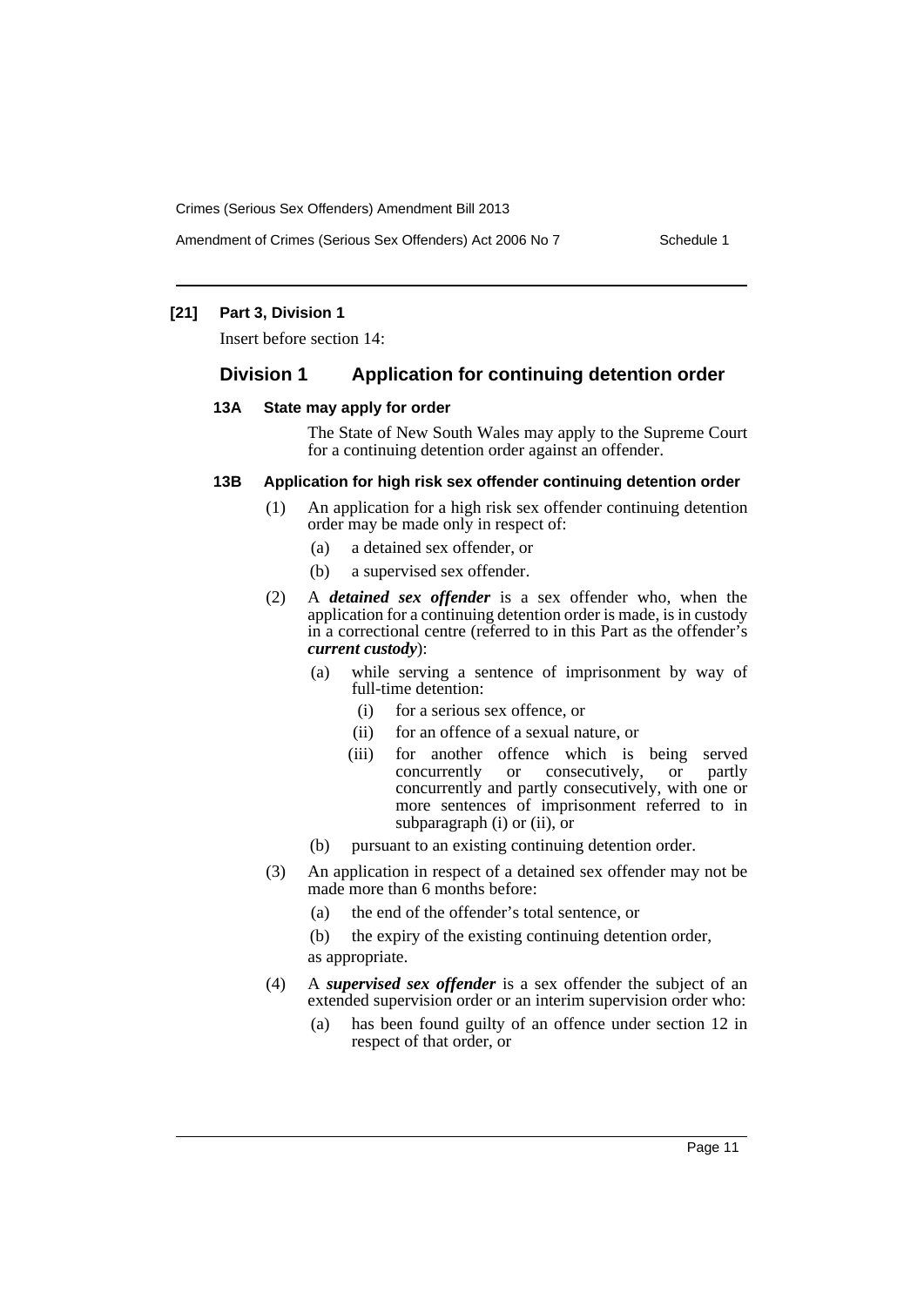**[21] Part 3, Division 1**

Insert before section 14:

## Division 1 Application for continuing detention order

### 13A State may apply for order

The State of New South Wales may apply to the Supreme Court for a continuing detention order against an offender.

### 13B Application for high risk sex offender continuing detention order

(1) An application for a high risk sex offender continuing detention order may be made only in respect of:

(a) a detained sex offender, or

(b) a supervised sex offender.

(2) A ***detained sex offender*** is a sex offender who, when the application for a continuing detention order is made, is in custody in a correctional centre (referred to in this Part as the offender's ***current custody***):

(a) while serving a sentence of imprisonment by way of full-time detention:

(i) for a serious sex offence, or

(ii) for an offence of a sexual nature, or

(iii) for another offence which is being served concurrently or consecutively, or partly concurrently and partly consecutively, with one or more sentences of imprisonment referred to in subparagraph (i) or (ii), or

(b) pursuant to an existing continuing detention order.

(3) An application in respect of a detained sex offender may not be made more than 6 months before:

(a) the end of the offender's total sentence, or

(b) the expiry of the existing continuing detention order,

as appropriate.

(4) A ***supervised sex offender*** is a sex offender the subject of an extended supervision order or an interim supervision order who:

(a) has been found guilty of an offence under section 12 in respect of that order, or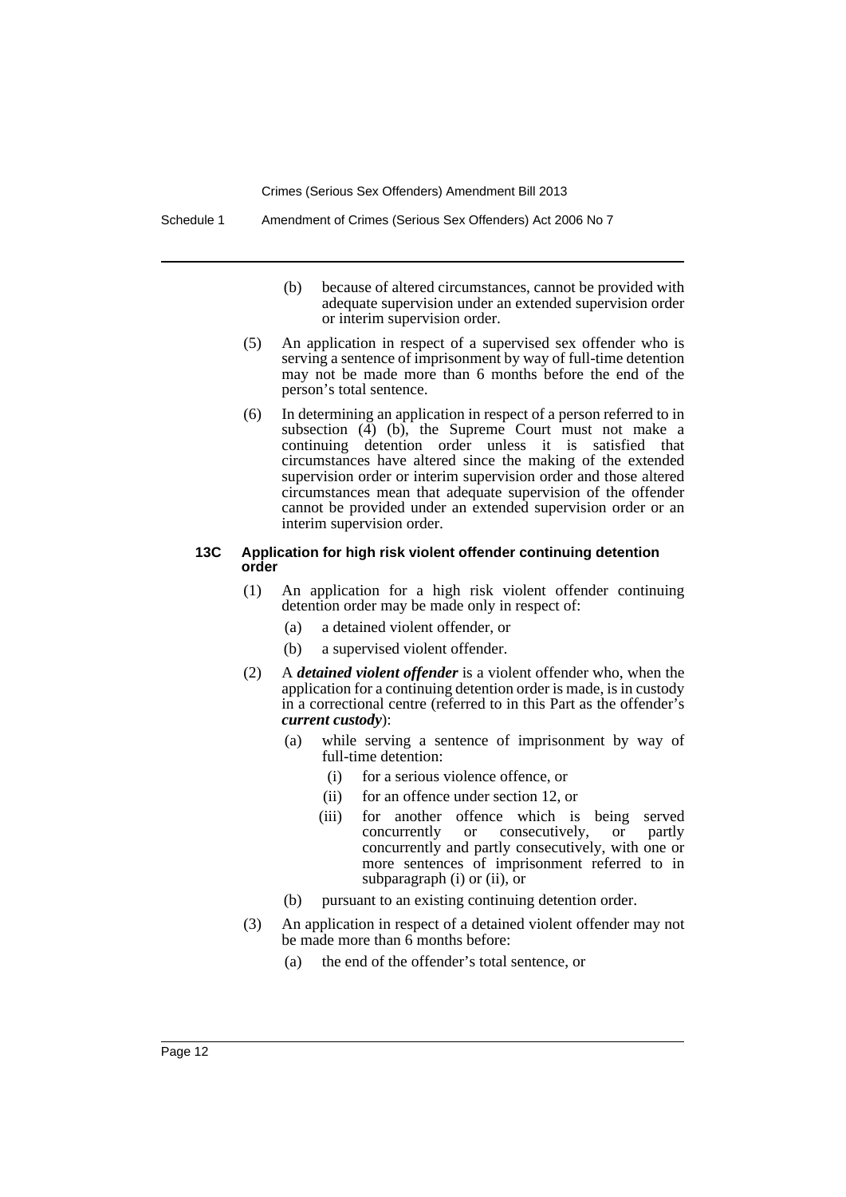(b) because of altered circumstances, cannot be provided with adequate supervision under an extended supervision order or interim supervision order.

(5) An application in respect of a supervised sex offender who is serving a sentence of imprisonment by way of full-time detention may not be made more than 6 months before the end of the person's total sentence.

(6) In determining an application in respect of a person referred to in subsection (4) (b), the Supreme Court must not make a continuing detention order unless it is satisfied that circumstances have altered since the making of the extended supervision order or interim supervision order and those altered circumstances mean that adequate supervision of the offender cannot be provided under an extended supervision order or an interim supervision order.

#### 13C Application for high risk violent offender continuing detention order

(1) An application for a high risk violent offender continuing detention order may be made only in respect of:

(a) a detained violent offender, or

(b) a supervised violent offender.

(2) A ***detained violent offender*** is a violent offender who, when the application for a continuing detention order is made, is in custody in a correctional centre (referred to in this Part as the offender's ***current custody***):

(a) while serving a sentence of imprisonment by way of full-time detention:

(i) for a serious violence offence, or

(ii) for an offence under section 12, or

(iii) for another offence which is being served concurrently or consecutively, or partly concurrently and partly consecutively, with one or more sentences of imprisonment referred to in subparagraph (i) or (ii), or

(b) pursuant to an existing continuing detention order.

(3) An application in respect of a detained violent offender may not be made more than 6 months before:

(a) the end of the offender's total sentence, or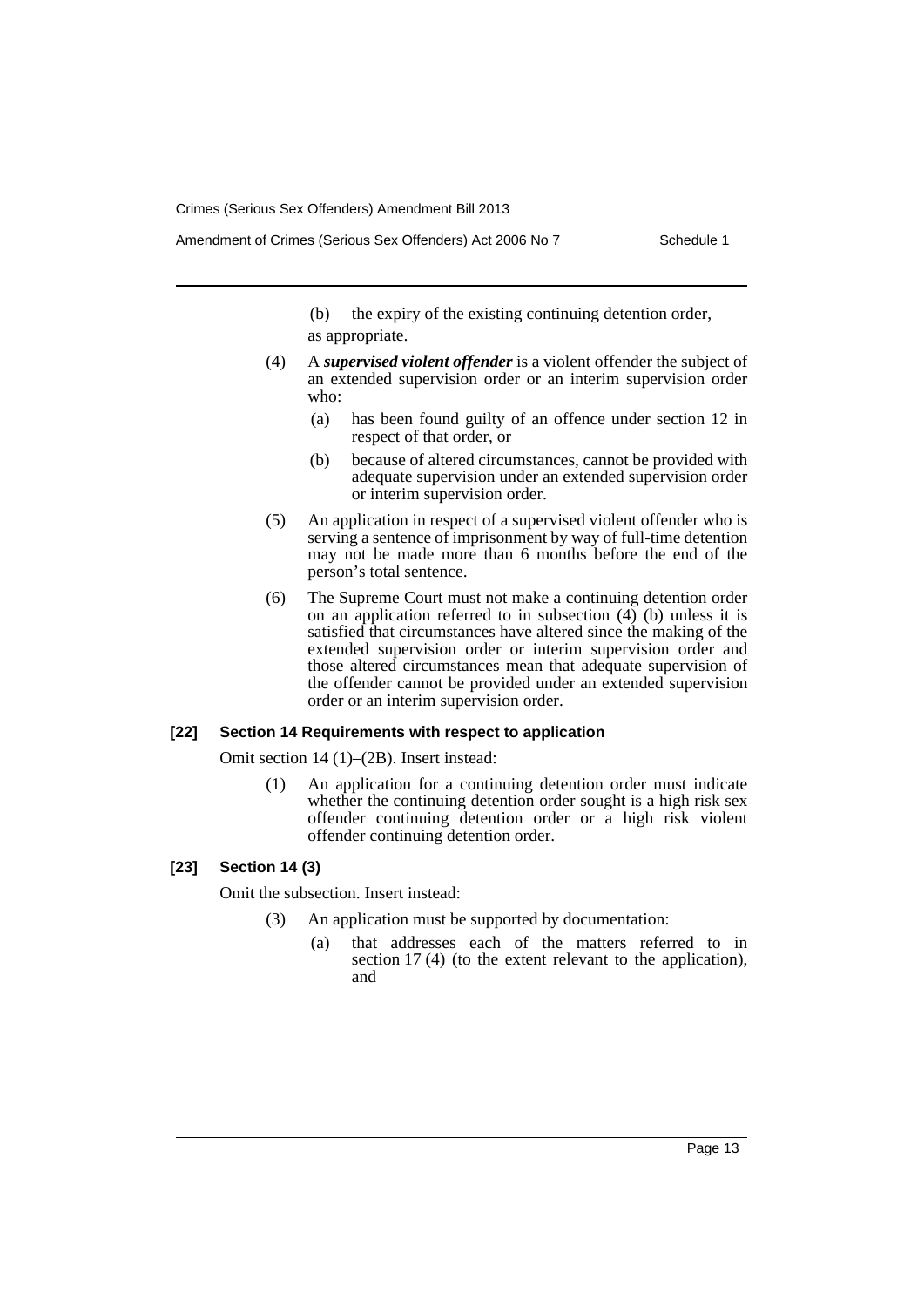(b) the expiry of the existing continuing detention order,

as appropriate.

(4) A ***supervised violent offender*** is a violent offender the subject of an extended supervision order or an interim supervision order who:

(a) has been found guilty of an offence under section 12 in respect of that order, or

(b) because of altered circumstances, cannot be provided with adequate supervision under an extended supervision order or interim supervision order.

(5) An application in respect of a supervised violent offender who is serving a sentence of imprisonment by way of full-time detention may not be made more than 6 months before the end of the person's total sentence.

(6) The Supreme Court must not make a continuing detention order on an application referred to in subsection (4) (b) unless it is satisfied that circumstances have altered since the making of the extended supervision order or interim supervision order and those altered circumstances mean that adequate supervision of the offender cannot be provided under an extended supervision order or an interim supervision order.

**[22] Section 14 Requirements with respect to application**

Omit section 14 (1)–(2B). Insert instead:

(1) An application for a continuing detention order must indicate whether the continuing detention order sought is a high risk sex offender continuing detention order or a high risk violent offender continuing detention order.

**[23] Section 14 (3)**

Omit the subsection. Insert instead:

(3) An application must be supported by documentation:

(a) that addresses each of the matters referred to in section 17 (4) (to the extent relevant to the application), and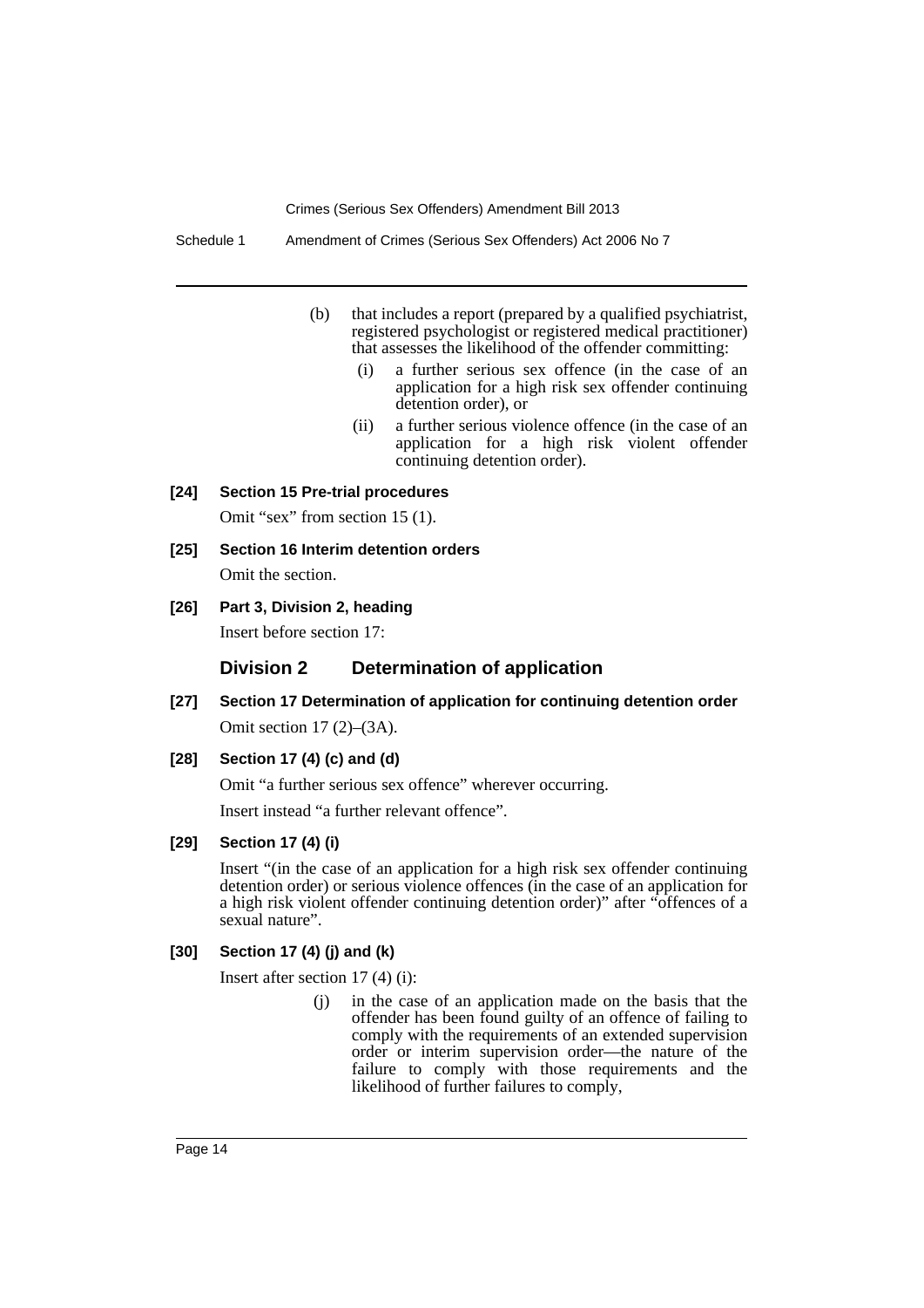(b) that includes a report (prepared by a qualified psychiatrist, registered psychologist or registered medical practitioner) that assesses the likelihood of the offender committing:

(i) a further serious sex offence (in the case of an application for a high risk sex offender continuing detention order), or

(ii) a further serious violence offence (in the case of an application for a high risk violent offender continuing detention order).

**[24] Section 15 Pre-trial procedures**

Omit "sex" from section 15 (1).

**[25] Section 16 Interim detention orders**

Omit the section.

**[26] Part 3, Division 2, heading**

Insert before section 17:

### Division 2 Determination of application

**[27] Section 17 Determination of application for continuing detention order**

Omit section 17 (2)–(3A).

**[28] Section 17 (4) (c) and (d)**

Omit "a further serious sex offence" wherever occurring.

Insert instead "a further relevant offence".

**[29] Section 17 (4) (i)**

Insert "(in the case of an application for a high risk sex offender continuing detention order) or serious violence offences (in the case of an application for a high risk violent offender continuing detention order)" after "offences of a sexual nature".

**[30] Section 17 (4) (j) and (k)**

Insert after section 17 (4) (i):

(j) in the case of an application made on the basis that the offender has been found guilty of an offence of failing to comply with the requirements of an extended supervision order or interim supervision order—the nature of the failure to comply with those requirements and the likelihood of further failures to comply,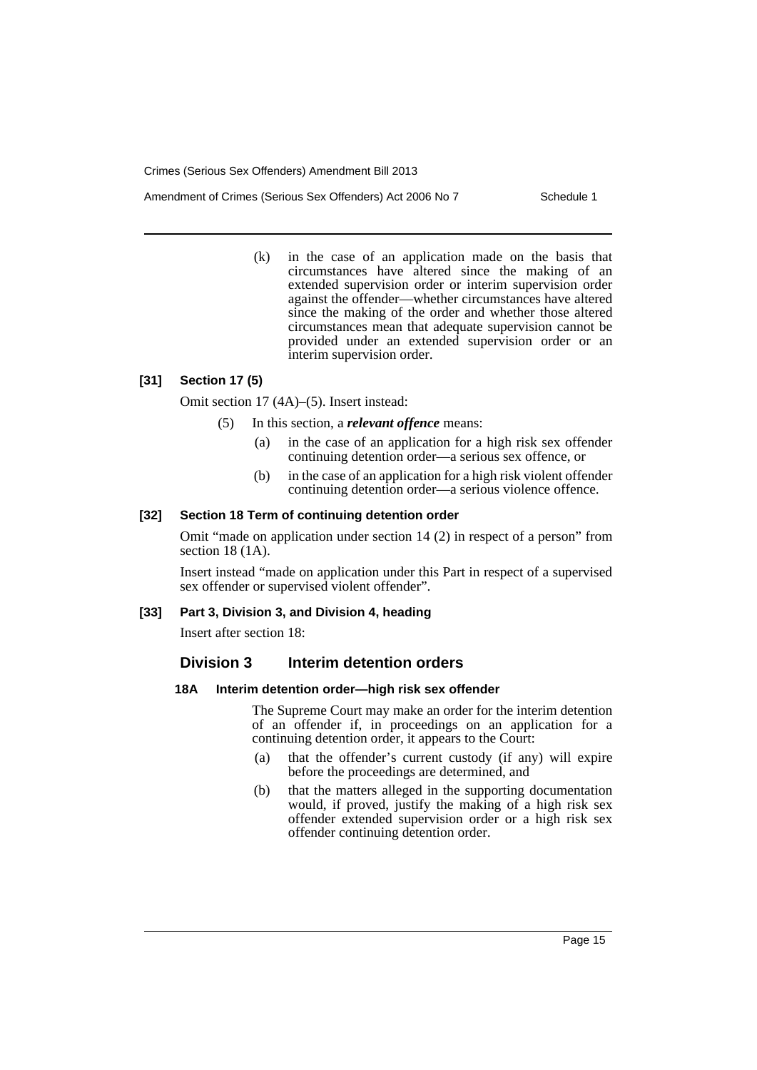(k) in the case of an application made on the basis that circumstances have altered since the making of an extended supervision order or interim supervision order against the offender—whether circumstances have altered since the making of the order and whether those altered circumstances mean that adequate supervision cannot be provided under an extended supervision order or an interim supervision order.

#### [31] Section 17 (5)

Omit section 17 (4A)–(5). Insert instead:

(5) In this section, a ***relevant offence*** means:

(a) in the case of an application for a high risk sex offender continuing detention order—a serious sex offence, or

(b) in the case of an application for a high risk violent offender continuing detention order—a serious violence offence.

#### [32] Section 18 Term of continuing detention order

Omit "made on application under section 14 (2) in respect of a person" from section 18 (1A).

Insert instead "made on application under this Part in respect of a supervised sex offender or supervised violent offender".

#### [33] Part 3, Division 3, and Division 4, heading

Insert after section 18:

## Division 3 Interim detention orders

#### 18A Interim detention order—high risk sex offender

The Supreme Court may make an order for the interim detention of an offender if, in proceedings on an application for a continuing detention order, it appears to the Court:

(a) that the offender's current custody (if any) will expire before the proceedings are determined, and

(b) that the matters alleged in the supporting documentation would, if proved, justify the making of a high risk sex offender extended supervision order or a high risk sex offender continuing detention order.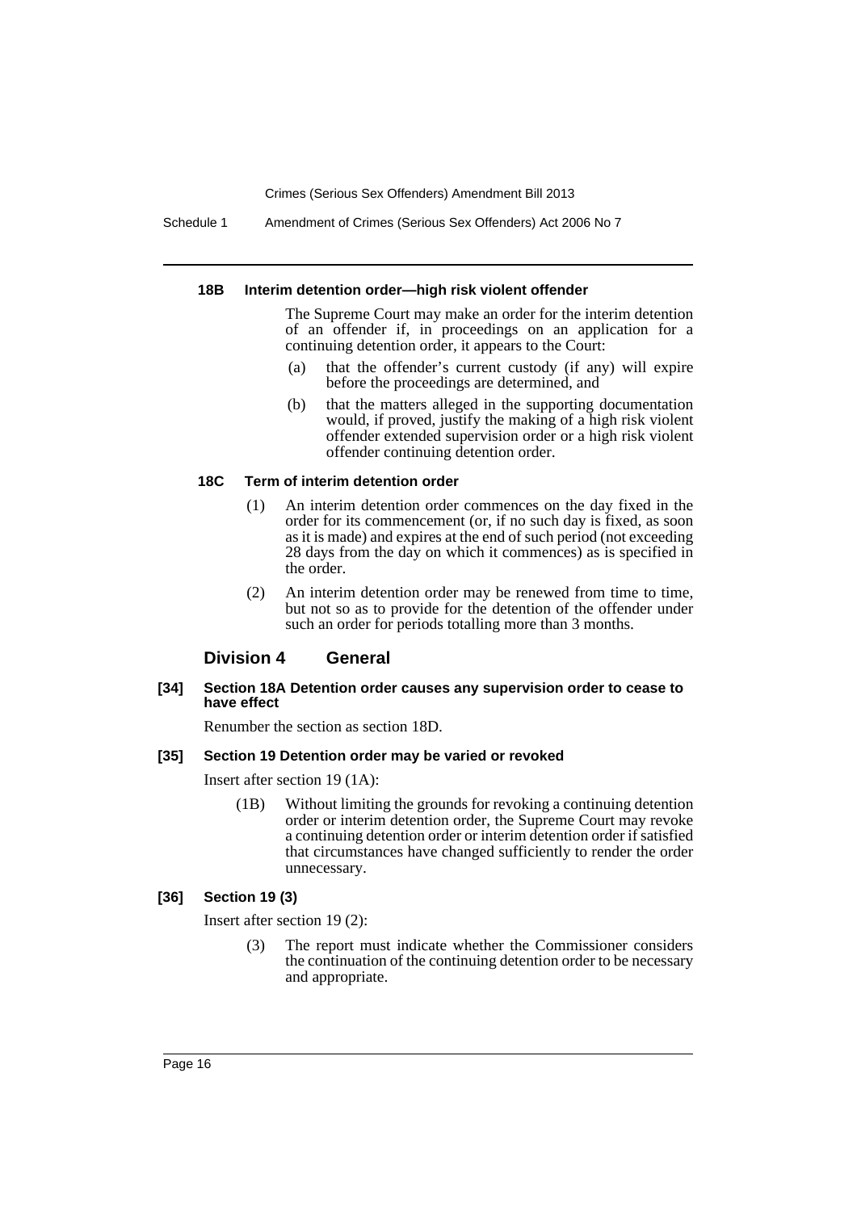#### 18B Interim detention order—high risk violent offender

The Supreme Court may make an order for the interim detention of an offender if, in proceedings on an application for a continuing detention order, it appears to the Court:

(a) that the offender's current custody (if any) will expire before the proceedings are determined, and

(b) that the matters alleged in the supporting documentation would, if proved, justify the making of a high risk violent offender extended supervision order or a high risk violent offender continuing detention order.

#### 18C Term of interim detention order

(1) An interim detention order commences on the day fixed in the order for its commencement (or, if no such day is fixed, as soon as it is made) and expires at the end of such period (not exceeding 28 days from the day on which it commences) as is specified in the order.

(2) An interim detention order may be renewed from time to time, but not so as to provide for the detention of the offender under such an order for periods totalling more than 3 months.

### Division 4 General

#### [34] Section 18A Detention order causes any supervision order to cease to have effect

Renumber the section as section 18D.

#### [35] Section 19 Detention order may be varied or revoked

Insert after section 19 (1A):

(1B) Without limiting the grounds for revoking a continuing detention order or interim detention order, the Supreme Court may revoke a continuing detention order or interim detention order if satisfied that circumstances have changed sufficiently to render the order unnecessary.

#### [36] Section 19 (3)

Insert after section 19 (2):

(3) The report must indicate whether the Commissioner considers the continuation of the continuing detention order to be necessary and appropriate.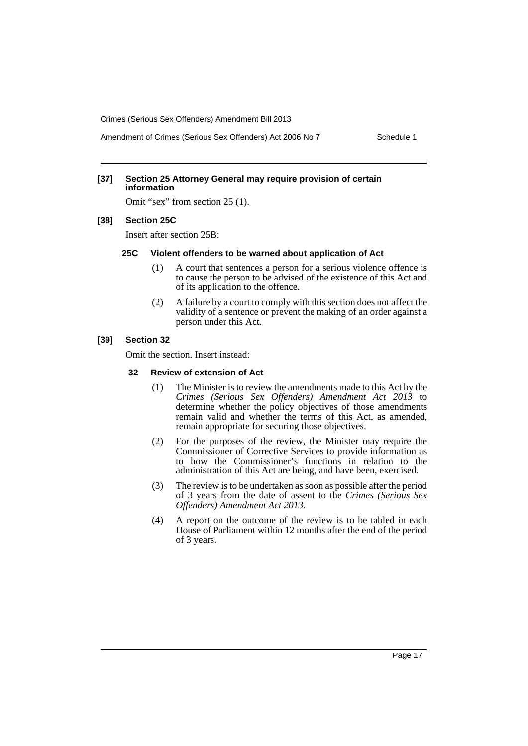**[37] Section 25 Attorney General may require provision of certain information**

Omit "sex" from section 25 (1).

**[38] Section 25C**

Insert after section 25B:

**25C Violent offenders to be warned about application of Act**

(1) A court that sentences a person for a serious violence offence is to cause the person to be advised of the existence of this Act and of its application to the offence.

(2) A failure by a court to comply with this section does not affect the validity of a sentence or prevent the making of an order against a person under this Act.

**[39] Section 32**

Omit the section. Insert instead:

**32 Review of extension of Act**

(1) The Minister is to review the amendments made to this Act by the *Crimes (Serious Sex Offenders) Amendment Act 2013* to determine whether the policy objectives of those amendments remain valid and whether the terms of this Act, as amended, remain appropriate for securing those objectives.

(2) For the purposes of the review, the Minister may require the Commissioner of Corrective Services to provide information as to how the Commissioner's functions in relation to the administration of this Act are being, and have been, exercised.

(3) The review is to be undertaken as soon as possible after the period of 3 years from the date of assent to the *Crimes (Serious Sex Offenders) Amendment Act 2013*.

(4) A report on the outcome of the review is to be tabled in each House of Parliament within 12 months after the end of the period of 3 years.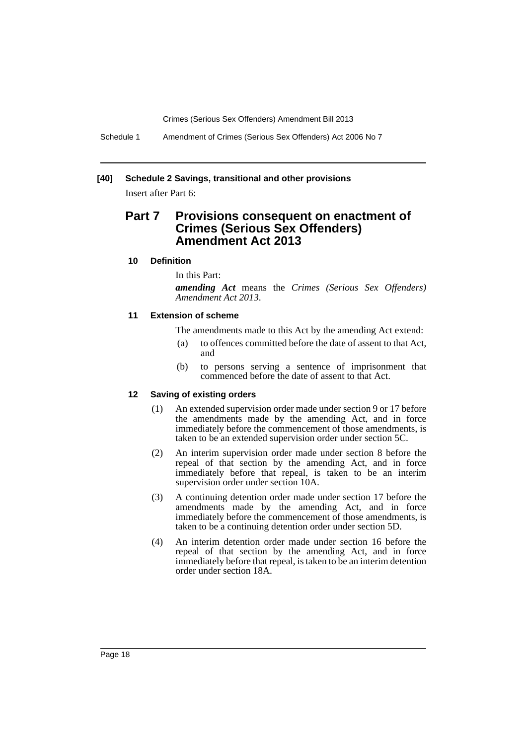**[40] Schedule 2 Savings, transitional and other provisions**

Insert after Part 6:

## Part 7 Provisions consequent on enactment of Crimes (Serious Sex Offenders) Amendment Act 2013

### 10 Definition

In this Part:

***amending Act*** means the *Crimes (Serious Sex Offenders) Amendment Act 2013*.

### 11 Extension of scheme

The amendments made to this Act by the amending Act extend:

(a) to offences committed before the date of assent to that Act, and

(b) to persons serving a sentence of imprisonment that commenced before the date of assent to that Act.

### 12 Saving of existing orders

(1) An extended supervision order made under section 9 or 17 before the amendments made by the amending Act, and in force immediately before the commencement of those amendments, is taken to be an extended supervision order under section 5C.

(2) An interim supervision order made under section 8 before the repeal of that section by the amending Act, and in force immediately before that repeal, is taken to be an interim supervision order under section 10A.

(3) A continuing detention order made under section 17 before the amendments made by the amending Act, and in force immediately before the commencement of those amendments, is taken to be a continuing detention order under section 5D.

(4) An interim detention order made under section 16 before the repeal of that section by the amending Act, and in force immediately before that repeal, is taken to be an interim detention order under section 18A.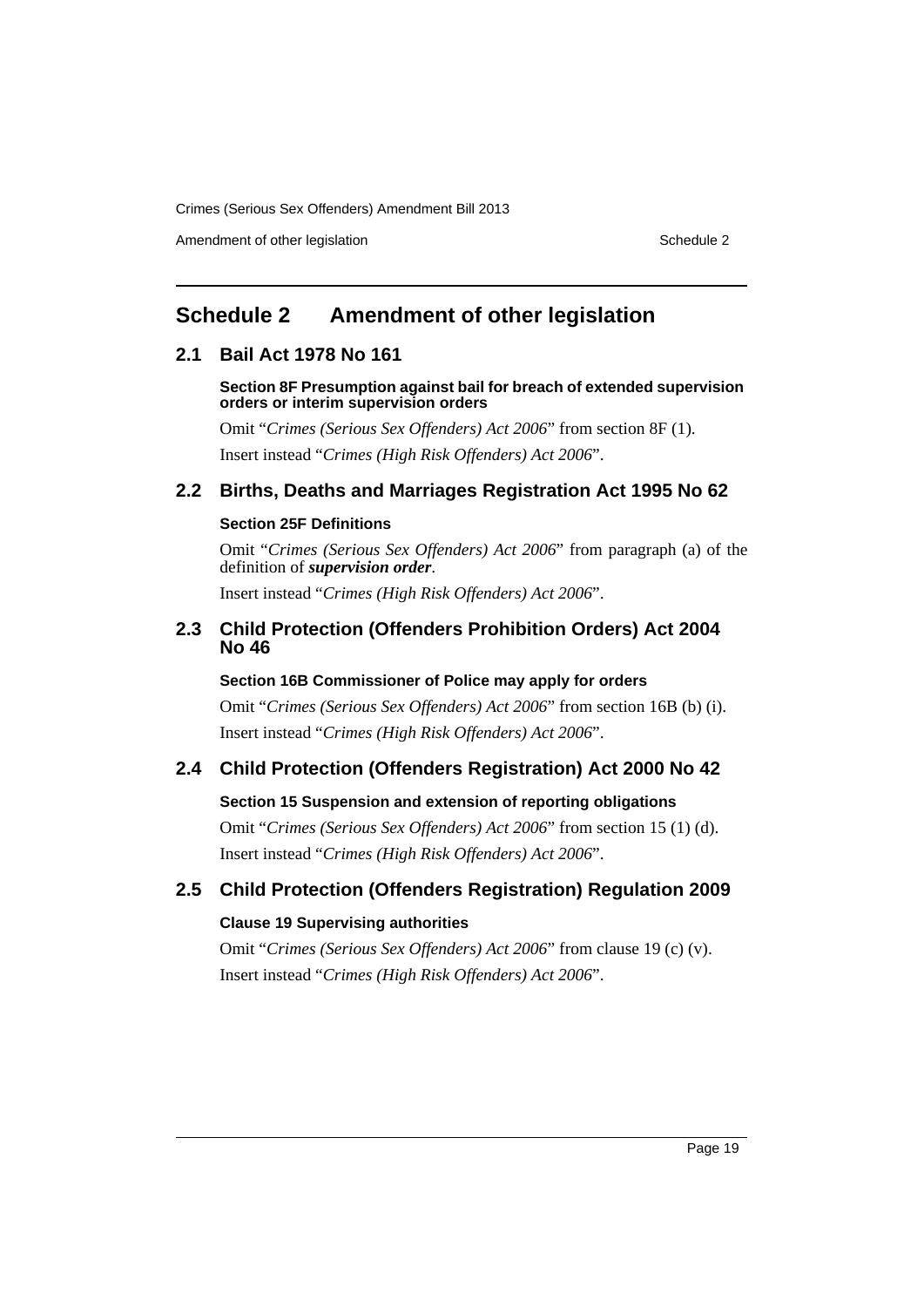# Schedule 2 Amendment of other legislation

## 2.1 Bail Act 1978 No 161

**Section 8F Presumption against bail for breach of extended supervision orders or interim supervision orders**

Omit "*Crimes (Serious Sex Offenders) Act 2006*" from section 8F (1).

Insert instead "*Crimes (High Risk Offenders) Act 2006*".

## 2.2 Births, Deaths and Marriages Registration Act 1995 No 62

**Section 25F Definitions**

Omit "*Crimes (Serious Sex Offenders) Act 2006*" from paragraph (a) of the definition of ***supervision order***.

Insert instead "*Crimes (High Risk Offenders) Act 2006*".

## 2.3 Child Protection (Offenders Prohibition Orders) Act 2004 No 46

**Section 16B Commissioner of Police may apply for orders**

Omit "*Crimes (Serious Sex Offenders) Act 2006*" from section 16B (b) (i).

Insert instead "*Crimes (High Risk Offenders) Act 2006*".

## 2.4 Child Protection (Offenders Registration) Act 2000 No 42

**Section 15 Suspension and extension of reporting obligations**

Omit "*Crimes (Serious Sex Offenders) Act 2006*" from section 15 (1) (d).

Insert instead "*Crimes (High Risk Offenders) Act 2006*".

## 2.5 Child Protection (Offenders Registration) Regulation 2009

**Clause 19 Supervising authorities**

Omit "*Crimes (Serious Sex Offenders) Act 2006*" from clause 19 (c) (v).

Insert instead "*Crimes (High Risk Offenders) Act 2006*".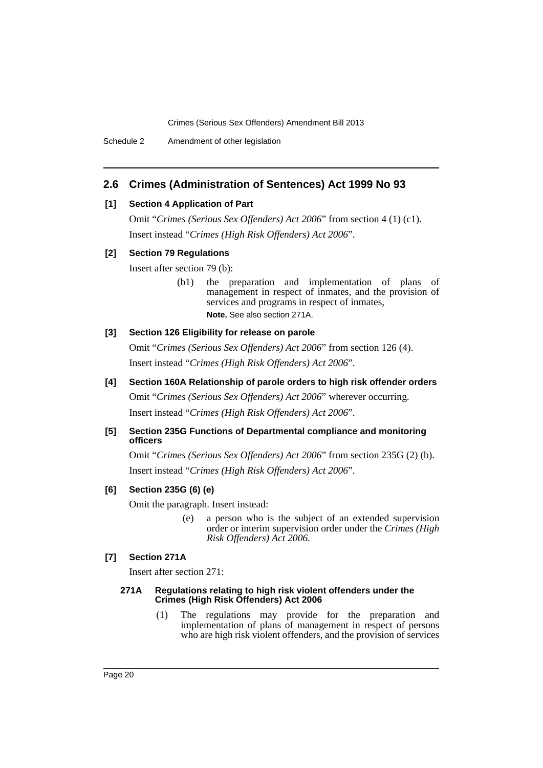## 2.6 Crimes (Administration of Sentences) Act 1999 No 93

### [1] Section 4 Application of Part

Omit "*Crimes (Serious Sex Offenders) Act 2006*" from section 4 (1) (c1).

Insert instead "*Crimes (High Risk Offenders) Act 2006*".

### [2] Section 79 Regulations

Insert after section 79 (b):

> (b1) the preparation and implementation of plans of management in respect of inmates, and the provision of services and programs in respect of inmates,
>
> **Note.** See also section 271A.

### [3] Section 126 Eligibility for release on parole

Omit "*Crimes (Serious Sex Offenders) Act 2006*" from section 126 (4).

Insert instead "*Crimes (High Risk Offenders) Act 2006*".

### [4] Section 160A Relationship of parole orders to high risk offender orders

Omit "*Crimes (Serious Sex Offenders) Act 2006*" wherever occurring.

Insert instead "*Crimes (High Risk Offenders) Act 2006*".

### [5] Section 235G Functions of Departmental compliance and monitoring officers

Omit "*Crimes (Serious Sex Offenders) Act 2006*" from section 235G (2) (b).

Insert instead "*Crimes (High Risk Offenders) Act 2006*".

### [6] Section 235G (6) (e)

Omit the paragraph. Insert instead:

> (e) a person who is the subject of an extended supervision order or interim supervision order under the *Crimes (High Risk Offenders) Act 2006*.

### [7] Section 271A

Insert after section 271:

> **271A Regulations relating to high risk violent offenders under the Crimes (High Risk Offenders) Act 2006**
>
> (1) The regulations may provide for the preparation and implementation of plans of management in respect of persons who are high risk violent offenders, and the provision of services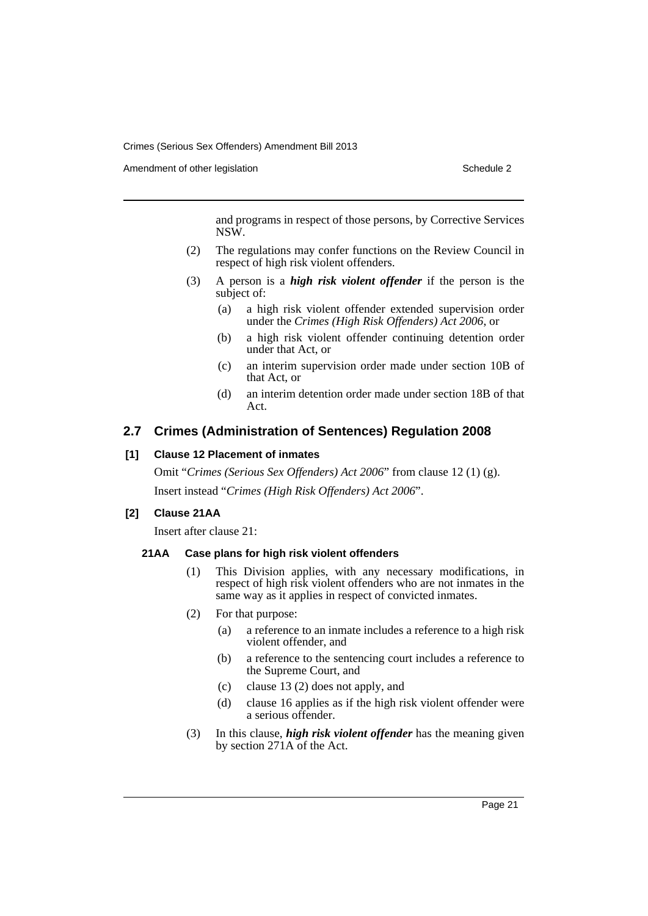and programs in respect of those persons, by Corrective Services NSW.

(2) The regulations may confer functions on the Review Council in respect of high risk violent offenders.

(3) A person is a ***high risk violent offender*** if the person is the subject of:

(a) a high risk violent offender extended supervision order under the *Crimes (High Risk Offenders) Act 2006*, or

(b) a high risk violent offender continuing detention order under that Act, or

(c) an interim supervision order made under section 10B of that Act, or

(d) an interim detention order made under section 18B of that Act.

## 2.7 Crimes (Administration of Sentences) Regulation 2008

### [1] Clause 12 Placement of inmates

Omit "*Crimes (Serious Sex Offenders) Act 2006*" from clause 12 (1) (g).

Insert instead "*Crimes (High Risk Offenders) Act 2006*".

### [2] Clause 21AA

Insert after clause 21:

#### 21AA Case plans for high risk violent offenders

(1) This Division applies, with any necessary modifications, in respect of high risk violent offenders who are not inmates in the same way as it applies in respect of convicted inmates.

(2) For that purpose:

(a) a reference to an inmate includes a reference to a high risk violent offender, and

(b) a reference to the sentencing court includes a reference to the Supreme Court, and

(c) clause 13 (2) does not apply, and

(d) clause 16 applies as if the high risk violent offender were a serious offender.

(3) In this clause, ***high risk violent offender*** has the meaning given by section 271A of the Act.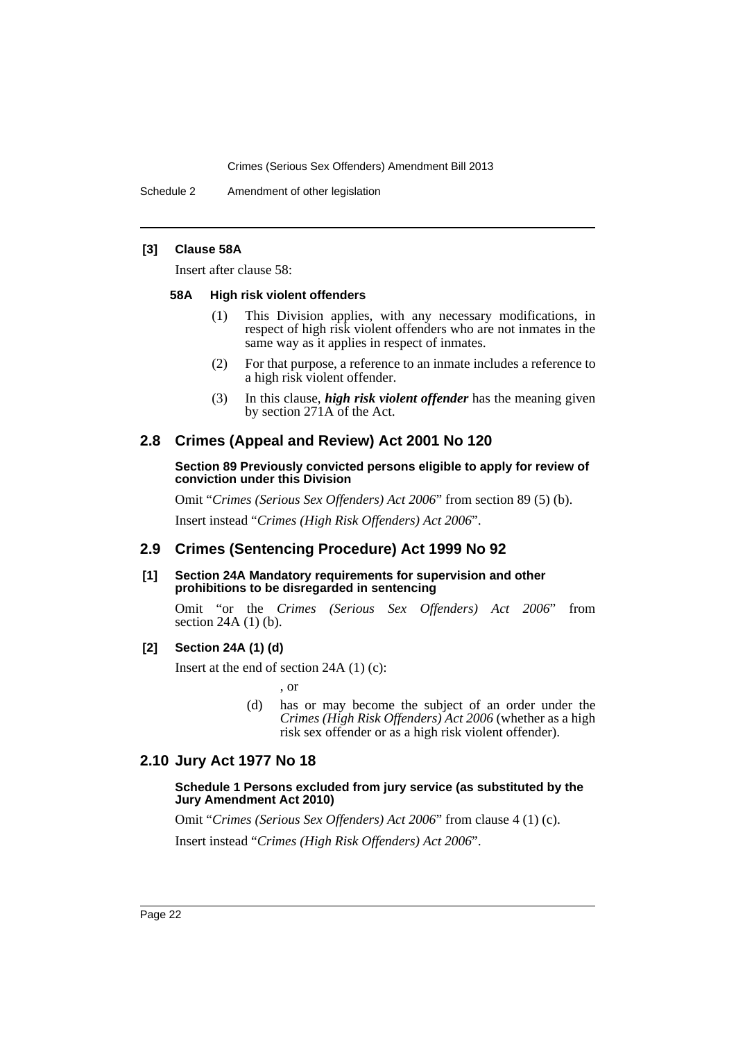**[3] Clause 58A**

Insert after clause 58:

**58A High risk violent offenders**

(1) This Division applies, with any necessary modifications, in respect of high risk violent offenders who are not inmates in the same way as it applies in respect of inmates.

(2) For that purpose, a reference to an inmate includes a reference to a high risk violent offender.

(3) In this clause, ***high risk violent offender*** has the meaning given by section 271A of the Act.

## 2.8 Crimes (Appeal and Review) Act 2001 No 120

**Section 89 Previously convicted persons eligible to apply for review of conviction under this Division**

Omit "*Crimes (Serious Sex Offenders) Act 2006*" from section 89 (5) (b).

Insert instead "*Crimes (High Risk Offenders) Act 2006*".

## 2.9 Crimes (Sentencing Procedure) Act 1999 No 92

**[1] Section 24A Mandatory requirements for supervision and other prohibitions to be disregarded in sentencing**

Omit "or the *Crimes (Serious Sex Offenders) Act 2006*" from section 24A (1) (b).

**[2] Section 24A (1) (d)**

Insert at the end of section 24A (1) (c):

, or

(d) has or may become the subject of an order under the *Crimes (High Risk Offenders) Act 2006* (whether as a high risk sex offender or as a high risk violent offender).

## 2.10 Jury Act 1977 No 18

**Schedule 1 Persons excluded from jury service (as substituted by the Jury Amendment Act 2010)**

Omit "*Crimes (Serious Sex Offenders) Act 2006*" from clause 4 (1) (c).

Insert instead "*Crimes (High Risk Offenders) Act 2006*".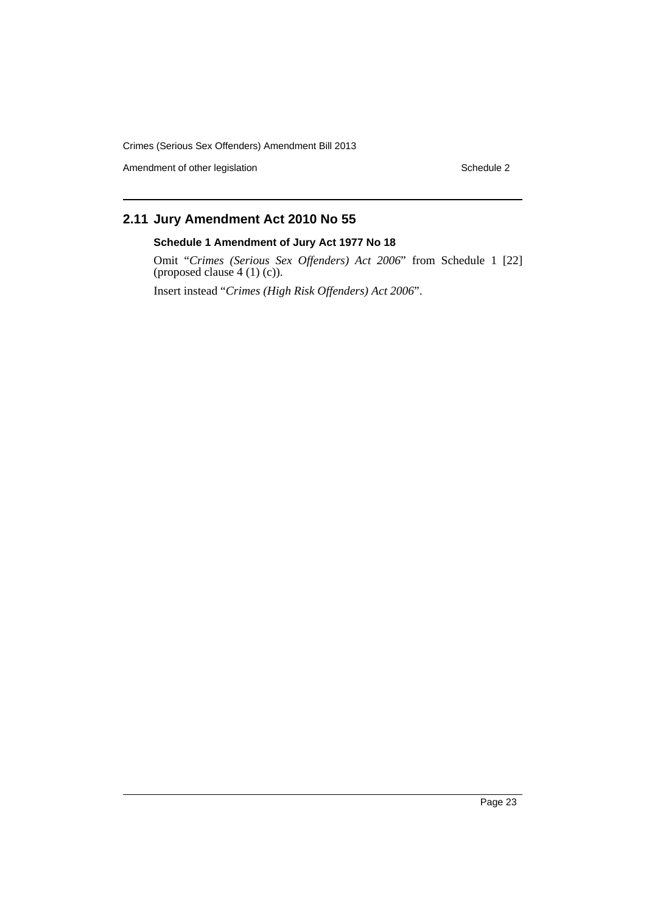## 2.11 Jury Amendment Act 2010 No 55

### Schedule 1 Amendment of Jury Act 1977 No 18

Omit "*Crimes (Serious Sex Offenders) Act 2006*" from Schedule 1 [22] (proposed clause 4 (1) (c)).

Insert instead "*Crimes (High Risk Offenders) Act 2006*".